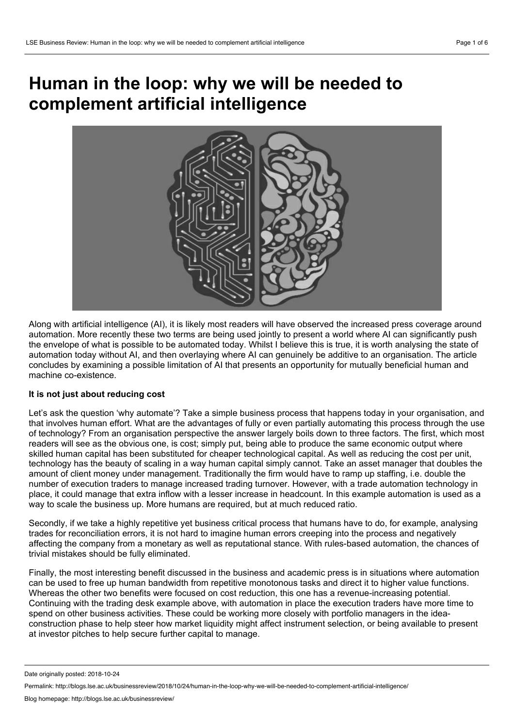# Human in the loop: why we will be needed to complement artificial intelligence

Along with artificial intelligence (AI), it is likely most readers will have observed the increased press coverage around automation. More recently these two terms are being used jointly to present a world where AI can significantly push the envelope of what is possible to be automated today. Whilst I believe this is true, it is worth analysing the state of automation today without AI, and then overlaying where AI can genuinely be additive to an organisation. The article concludes by examining a possible limitation of AI that presents an opportunity for mutually beneficial human and machine co-existence.

**It is not just about reducing cost**

Let's ask the question 'why automate'? Take a simple business process that happens today in your organisation, and that involves human effort. What are the advantages of fully or even partially automating this process through the use of technology? From an organisation perspective the answer largely boils down to three factors. The first, which most readers will see as the obvious one, is cost; simply put, being able to produce the same economic output where skilled human capital has been substituted for cheaper technological capital. As well as reducing the cost per unit, technology has the beauty of scaling in a way human capital simply cannot. Take an asset manager that doubles the amount of client money under management. Traditionally the firm would have to ramp up staffing, i.e. double the number of execution traders to manage increased trading turnover. However, with a trade automation technology in place, it could manage that extra inflow with a lesser increase in headcount. In this example automation is used as a way to scale the business up. More humans are required, but at much reduced ratio.

Secondly, if we take a highly repetitive yet business critical process that humans have to do, for example, analysing trades for reconciliation errors, it is not hard to imagine human errors creeping into the process and negatively affecting the company from a monetary as well as reputational stance. With rules-based automation, the chances of trivial mistakes should be fully eliminated.

Finally, the most interesting benefit discussed in the business and academic press is in situations where automation can be used to free up human bandwidth from repetitive monotonous tasks and direct it to higher value functions. Whereas the other two benefits were focused on cost reduction, this one has a revenue-increasing potential. Continuing with the trading desk example above, with automation in place the execution traders have more time to spend on other business activities. These could be working more closely with portfolio managers in the idea-construction phase to help steer how market liquidity might affect instrument selection, or being available to present at investor pitches to help secure further capital to manage.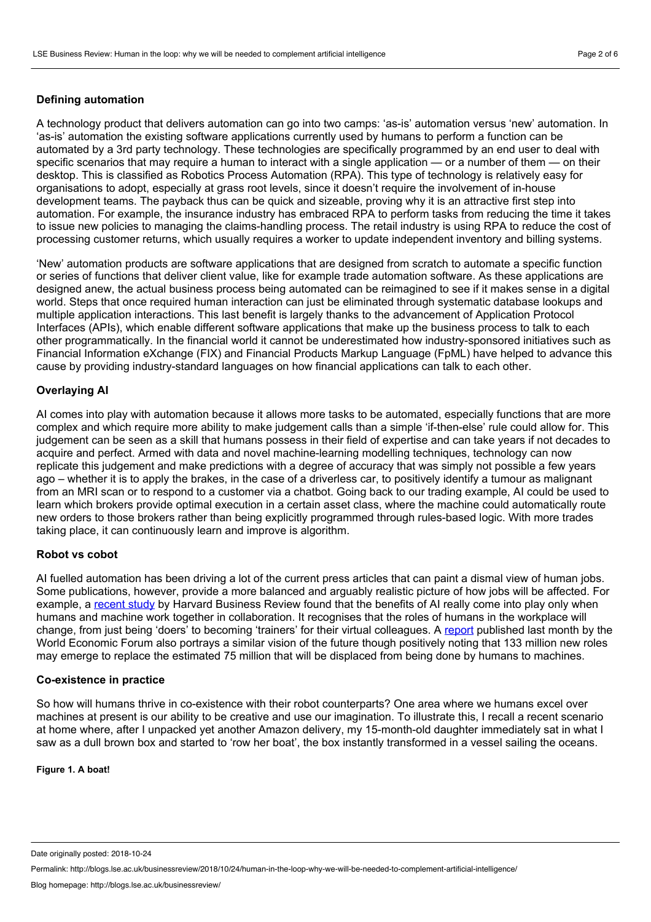### Defining automation

A technology product that delivers automation can go into two camps: 'as-is' automation versus 'new' automation. In 'as-is' automation the existing software applications currently used by humans to perform a function can be automated by a 3rd party technology. These technologies are specifically programmed by an end user to deal with specific scenarios that may require a human to interact with a single application — or a number of them — on their desktop. This is classified as Robotics Process Automation (RPA). This type of technology is relatively easy for organisations to adopt, especially at grass root levels, since it doesn't require the involvement of in-house development teams. The payback thus can be quick and sizeable, proving why it is an attractive first step into automation. For example, the insurance industry has embraced RPA to perform tasks from reducing the time it takes to issue new policies to managing the claims-handling process. The retail industry is using RPA to reduce the cost of processing customer returns, which usually requires a worker to update independent inventory and billing systems.

'New' automation products are software applications that are designed from scratch to automate a specific function or series of functions that deliver client value, like for example trade automation software. As these applications are designed anew, the actual business process being automated can be reimagined to see if it makes sense in a digital world. Steps that once required human interaction can just be eliminated through systematic database lookups and multiple application interactions. This last benefit is largely thanks to the advancement of Application Protocol Interfaces (APIs), which enable different software applications that make up the business process to talk to each other programmatically. In the financial world it cannot be underestimated how industry-sponsored initiatives such as Financial Information eXchange (FIX) and Financial Products Markup Language (FpML) have helped to advance this cause by providing industry-standard languages on how financial applications can talk to each other.

### Overlaying AI

AI comes into play with automation because it allows more tasks to be automated, especially functions that are more complex and which require more ability to make judgement calls than a simple 'if-then-else' rule could allow for. This judgement can be seen as a skill that humans possess in their field of expertise and can take years if not decades to acquire and perfect. Armed with data and novel machine-learning modelling techniques, technology can now replicate this judgement and make predictions with a degree of accuracy that was simply not possible a few years ago – whether it is to apply the brakes, in the case of a driverless car, to positively identify a tumour as malignant from an MRI scan or to respond to a customer via a chatbot. Going back to our trading example, AI could be used to learn which brokers provide optimal execution in a certain asset class, where the machine could automatically route new orders to those brokers rather than being explicitly programmed through rules-based logic. With more trades taking place, it can continuously learn and improve is algorithm.

### Robot vs cobot

AI fuelled automation has been driving a lot of the current press articles that can paint a dismal view of human jobs. Some publications, however, provide a more balanced and arguably realistic picture of how jobs will be affected. For example, a recent study by Harvard Business Review found that the benefits of AI really come into play only when humans and machine work together in collaboration. It recognises that the roles of humans in the workplace will change, from just being 'doers' to becoming 'trainers' for their virtual colleagues. A report published last month by the World Economic Forum also portrays a similar vision of the future though positively noting that 133 million new roles may emerge to replace the estimated 75 million that will be displaced from being done by humans to machines.

### Co-existence in practice

So how will humans thrive in co-existence with their robot counterparts? One area where we humans excel over machines at present is our ability to be creative and use our imagination. To illustrate this, I recall a recent scenario at home where, after I unpacked yet another Amazon delivery, my 15-month-old daughter immediately sat in what I saw as a dull brown box and started to 'row her boat', the box instantly transformed in a vessel sailing the oceans.

**Figure 1. A boat!**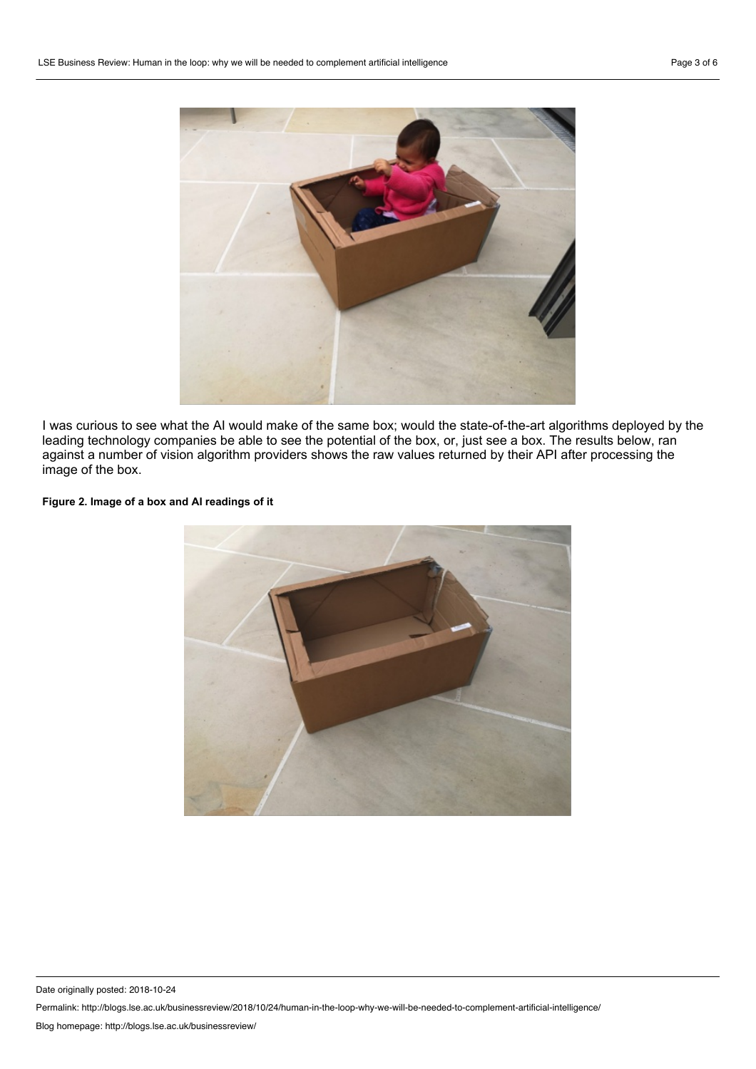I was curious to see what the AI would make of the same box; would the state-of-the-art algorithms deployed by the leading technology companies be able to see the potential of the box, or, just see a box. The results below, ran against a number of vision algorithm providers shows the raw values returned by their API after processing the image of the box.

**Figure 2. Image of a box and AI readings of it**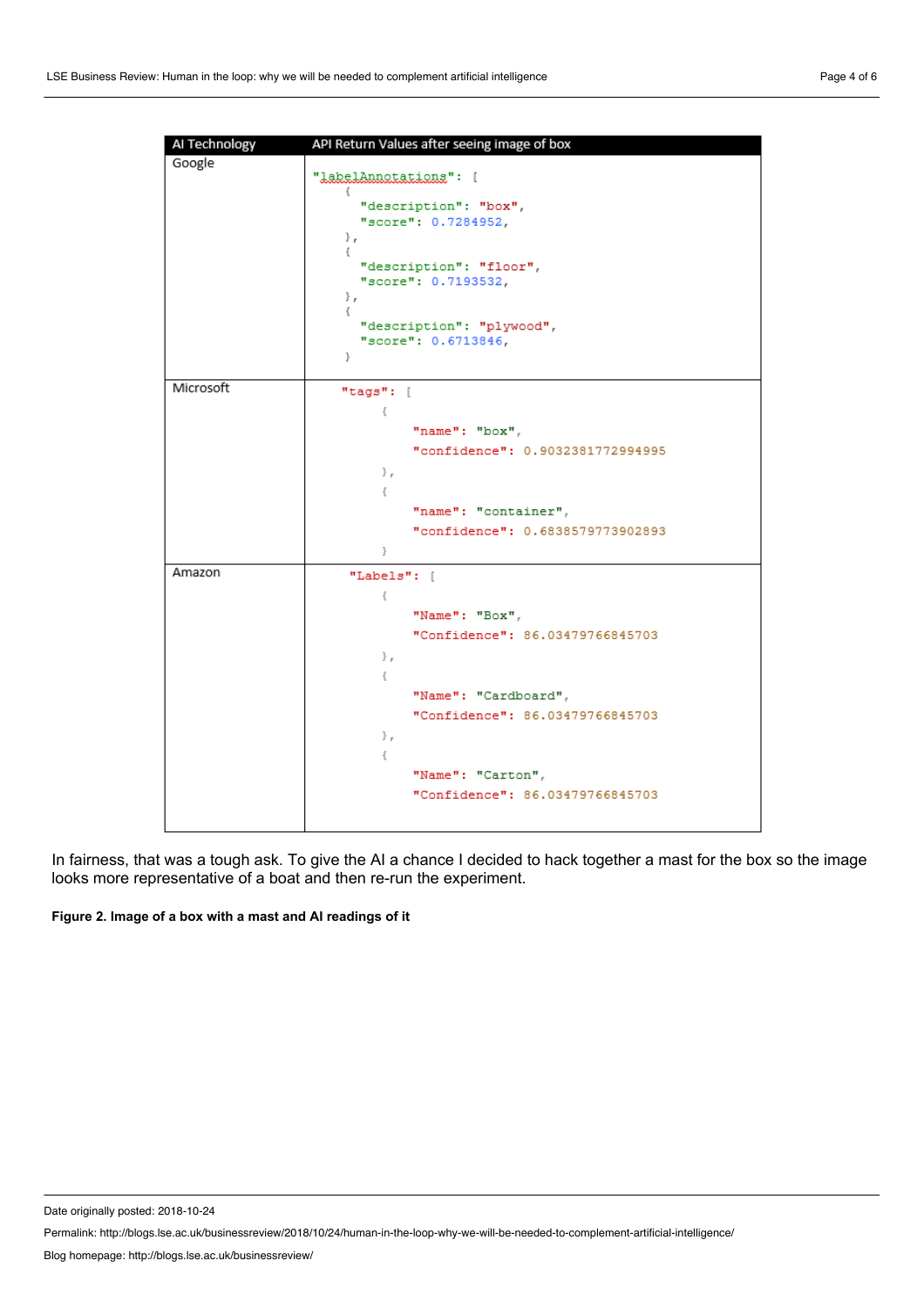| AI Technology | API Return Values after seeing image of box |
| --- | --- |
| Google | "labelAnnotations": [ { "description": "box", "score": 0.7284952, }, { "description": "floor", "score": 0.7193532, }, { "description": "plywood", "score": 0.6713846, } |
| Microsoft | "tags": [ { "name": "box", "confidence": 0.9032381772994995 }, { "name": "container", "confidence": 0.6838579773902893 } |
| Amazon | "Labels": [ { "Name": "Box", "Confidence": 86.03479766845703 }, { "Name": "Cardboard", "Confidence": 86.03479766845703 }, { "Name": "Carton", "Confidence": 86.03479766845703 |

In fairness, that was a tough ask. To give the AI a chance I decided to hack together a mast for the box so the image looks more representative of a boat and then re-run the experiment.

**Figure 2. Image of a box with a mast and AI readings of it**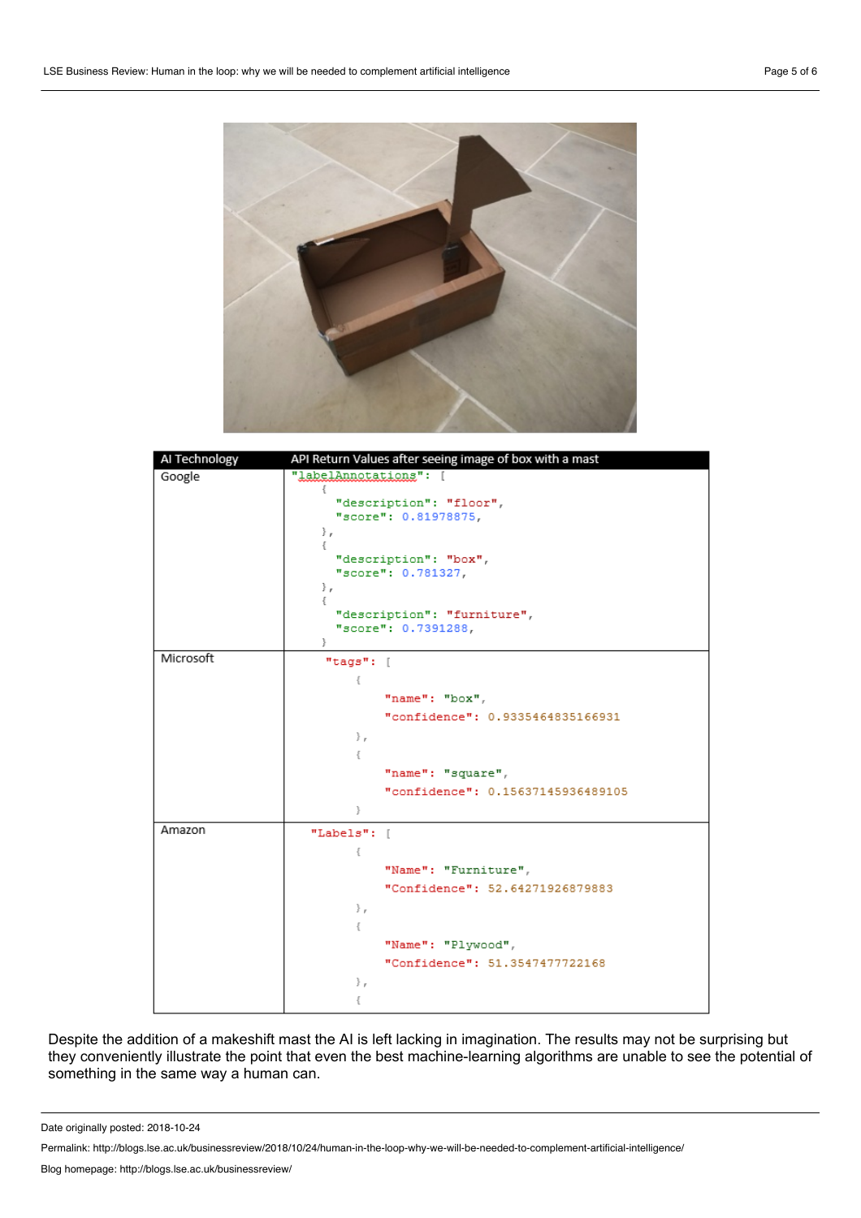| AI Technology | API Return Values after seeing image of box with a mast |
| --- | --- |
| Google | "labelAnnotations": [ { "description": "floor", "score": 0.81978875, }, { "description": "box", "score": 0.781327, }, { "description": "furniture", "score": 0.7391288, } |
| Microsoft | "tags": [ { "name": "box", "confidence": 0.9335464835166931 }, { "name": "square", "confidence": 0.15637145936489105 } |
| Amazon | "Labels": [ { "Name": "Furniture", "Confidence": 52.64271926879883 }, { "Name": "Plywood", "Confidence": 51.3547477722168 }, { |

Despite the addition of a makeshift mast the AI is left lacking in imagination. The results may not be surprising but they conveniently illustrate the point that even the best machine-learning algorithms are unable to see the potential of something in the same way a human can.

Date originally posted: 2018-10-24

Permalink: http://blogs.lse.ac.uk/businessreview/2018/10/24/human-in-the-loop-why-we-will-be-needed-to-complement-artificial-intelligence/

Blog homepage: http://blogs.lse.ac.uk/businessreview/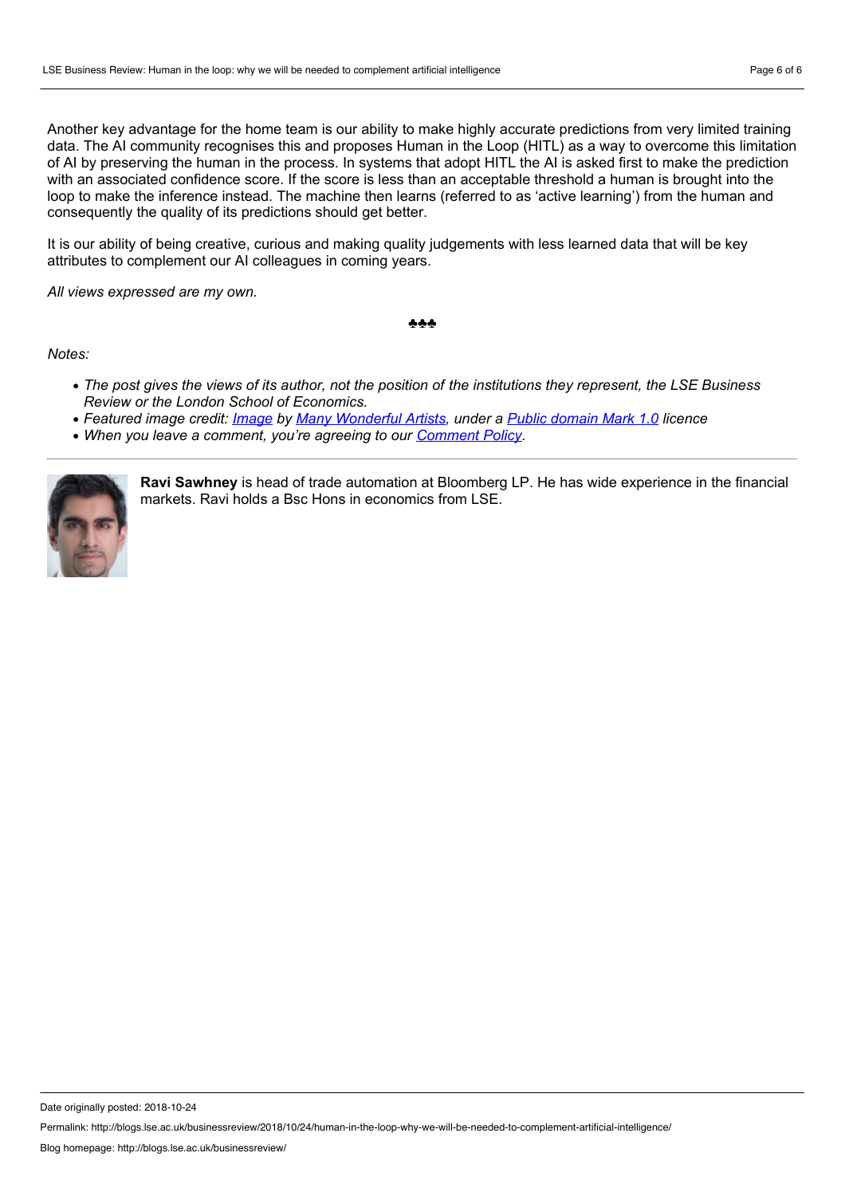Another key advantage for the home team is our ability to make highly accurate predictions from very limited training data. The AI community recognises this and proposes Human in the Loop (HITL) as a way to overcome this limitation of AI by preserving the human in the process. In systems that adopt HITL the AI is asked first to make the prediction with an associated confidence score. If the score is less than an acceptable threshold a human is brought into the loop to make the inference instead. The machine then learns (referred to as 'active learning') from the human and consequently the quality of its predictions should get better.

It is our ability of being creative, curious and making quality judgements with less learned data that will be key attributes to complement our AI colleagues in coming years.

*All views expressed are my own.*

♣♣♣

*Notes:*

- *The post gives the views of its author, not the position of the institutions they represent, the LSE Business Review or the London School of Economics.*
- *Featured image credit: Image by Many Wonderful Artists, under a Public domain Mark 1.0 licence*
- *When you leave a comment, you're agreeing to our Comment Policy.*

**Ravi Sawhney** is head of trade automation at Bloomberg LP. He has wide experience in the financial markets. Ravi holds a Bsc Hons in economics from LSE.

Date originally posted: 2018-10-24

Permalink: http://blogs.lse.ac.uk/businessreview/2018/10/24/human-in-the-loop-why-we-will-be-needed-to-complement-artificial-intelligence/

Blog homepage: http://blogs.lse.ac.uk/businessreview/